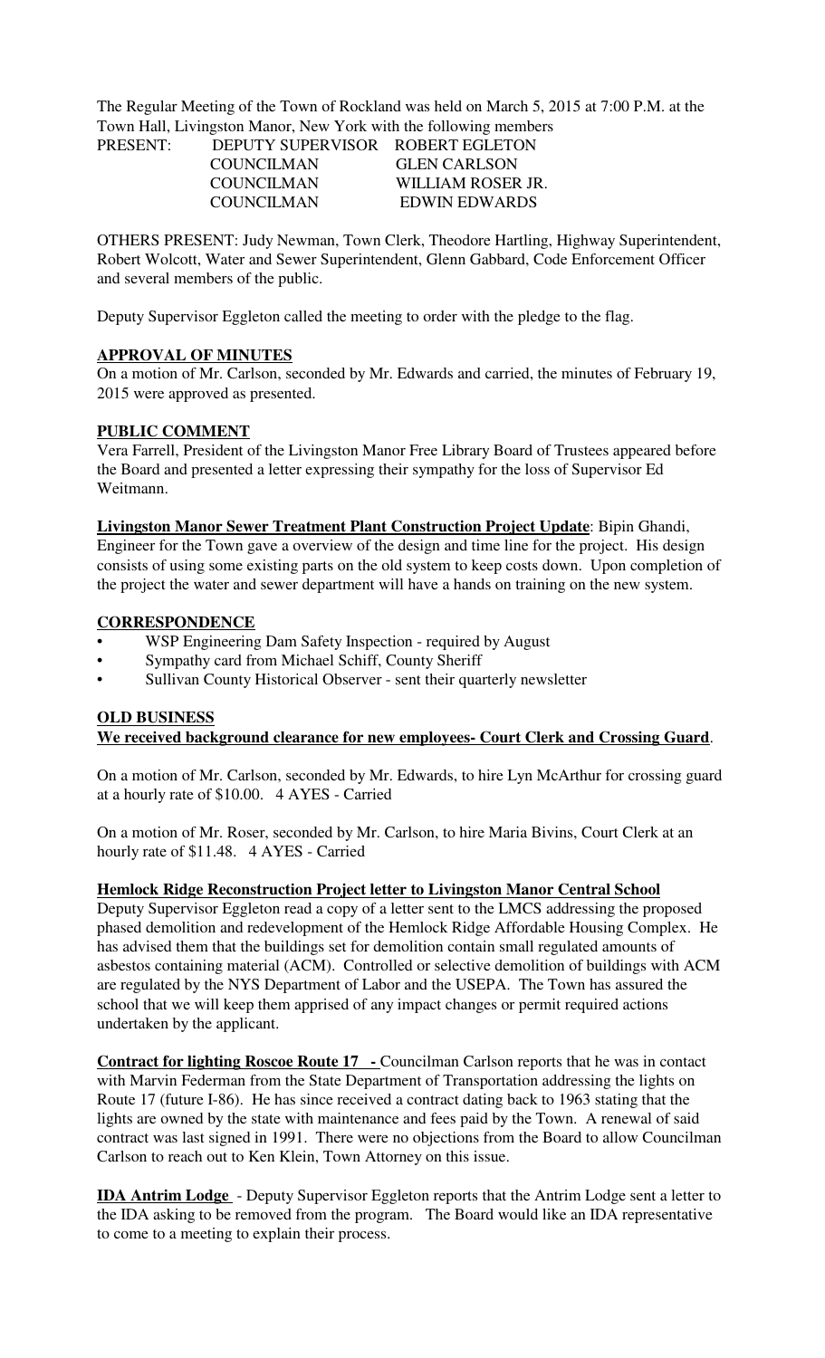The Regular Meeting of the Town of Rockland was held on March 5, 2015 at 7:00 P.M. at the Town Hall, Livingston Manor, New York with the following members

| PRESENT: | DEPUTY SUPERVISOR | ROBERT EGLETON |
|---|---|---|
| | COUNCILMAN | GLEN CARLSON |
| | COUNCILMAN | WILLIAM ROSER JR. |
| | COUNCILMAN | EDWIN EDWARDS |

OTHERS PRESENT: Judy Newman, Town Clerk, Theodore Hartling, Highway Superintendent, Robert Wolcott, Water and Sewer Superintendent, Glenn Gabbard, Code Enforcement Officer and several members of the public.

Deputy Supervisor Eggleton called the meeting to order with the pledge to the flag.

**APPROVAL OF MINUTES**

On a motion of Mr. Carlson, seconded by Mr. Edwards and carried, the minutes of February 19, 2015 were approved as presented.

**PUBLIC COMMENT**

Vera Farrell, President of the Livingston Manor Free Library Board of Trustees appeared before the Board and presented a letter expressing their sympathy for the loss of Supervisor Ed Weitmann.

**Livingston Manor Sewer Treatment Plant Construction Project Update**: Bipin Ghandi, Engineer for the Town gave a overview of the design and time line for the project. His design consists of using some existing parts on the old system to keep costs down. Upon completion of the project the water and sewer department will have a hands on training on the new system.

**CORRESPONDENCE**

- WSP Engineering Dam Safety Inspection - required by August
- Sympathy card from Michael Schiff, County Sheriff
- Sullivan County Historical Observer - sent their quarterly newsletter

**OLD BUSINESS**

**We received background clearance for new employees- Court Clerk and Crossing Guard**.

On a motion of Mr. Carlson, seconded by Mr. Edwards, to hire Lyn McArthur for crossing guard at a hourly rate of $10.00. 4 AYES - Carried

On a motion of Mr. Roser, seconded by Mr. Carlson, to hire Maria Bivins, Court Clerk at an hourly rate of $11.48. 4 AYES - Carried

**Hemlock Ridge Reconstruction Project letter to Livingston Manor Central School**

Deputy Supervisor Eggleton read a copy of a letter sent to the LMCS addressing the proposed phased demolition and redevelopment of the Hemlock Ridge Affordable Housing Complex. He has advised them that the buildings set for demolition contain small regulated amounts of asbestos containing material (ACM). Controlled or selective demolition of buildings with ACM are regulated by the NYS Department of Labor and the USEPA. The Town has assured the school that we will keep them apprised of any impact changes or permit required actions undertaken by the applicant.

**Contract for lighting Roscoe Route 17 -** Councilman Carlson reports that he was in contact with Marvin Federman from the State Department of Transportation addressing the lights on Route 17 (future I-86). He has since received a contract dating back to 1963 stating that the lights are owned by the state with maintenance and fees paid by the Town. A renewal of said contract was last signed in 1991. There were no objections from the Board to allow Councilman Carlson to reach out to Ken Klein, Town Attorney on this issue.

**IDA Antrim Lodge** - Deputy Supervisor Eggleton reports that the Antrim Lodge sent a letter to the IDA asking to be removed from the program. The Board would like an IDA representative to come to a meeting to explain their process.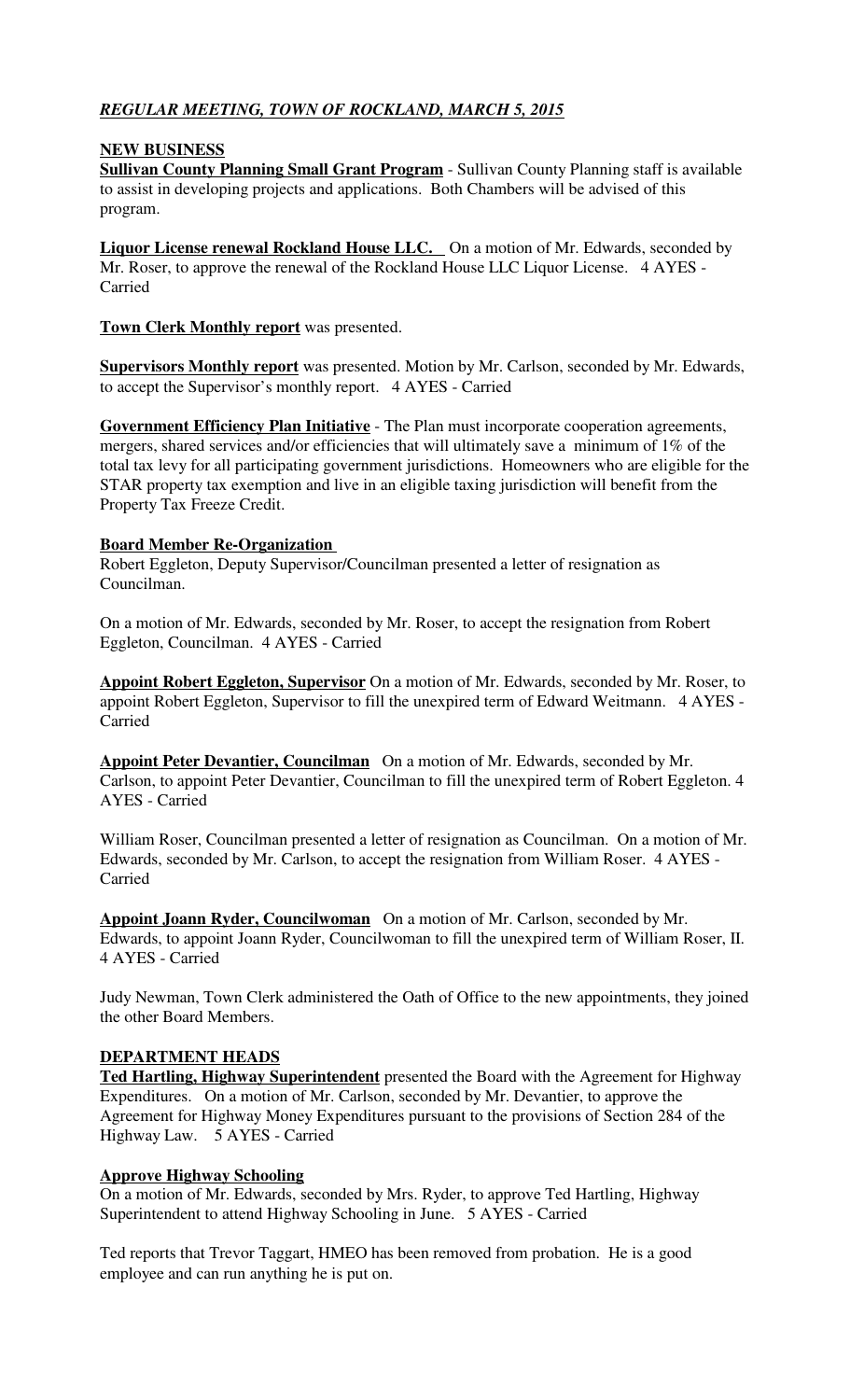***REGULAR MEETING, TOWN OF ROCKLAND, MARCH 5, 2015***

**NEW BUSINESS**

**Sullivan County Planning Small Grant Program** - Sullivan County Planning staff is available to assist in developing projects and applications. Both Chambers will be advised of this program.

**Liquor License renewal Rockland House LLC.** On a motion of Mr. Edwards, seconded by Mr. Roser, to approve the renewal of the Rockland House LLC Liquor License. 4 AYES - Carried

**Town Clerk Monthly report** was presented.

**Supervisors Monthly report** was presented. Motion by Mr. Carlson, seconded by Mr. Edwards, to accept the Supervisor's monthly report. 4 AYES - Carried

**Government Efficiency Plan Initiative** - The Plan must incorporate cooperation agreements, mergers, shared services and/or efficiencies that will ultimately save a minimum of 1% of the total tax levy for all participating government jurisdictions. Homeowners who are eligible for the STAR property tax exemption and live in an eligible taxing jurisdiction will benefit from the Property Tax Freeze Credit.

**Board Member Re-Organization**

Robert Eggleton, Deputy Supervisor/Councilman presented a letter of resignation as Councilman.

On a motion of Mr. Edwards, seconded by Mr. Roser, to accept the resignation from Robert Eggleton, Councilman. 4 AYES - Carried

**Appoint Robert Eggleton, Supervisor** On a motion of Mr. Edwards, seconded by Mr. Roser, to appoint Robert Eggleton, Supervisor to fill the unexpired term of Edward Weitmann. 4 AYES - Carried

**Appoint Peter Devantier, Councilman** On a motion of Mr. Edwards, seconded by Mr. Carlson, to appoint Peter Devantier, Councilman to fill the unexpired term of Robert Eggleton. 4 AYES - Carried

William Roser, Councilman presented a letter of resignation as Councilman. On a motion of Mr. Edwards, seconded by Mr. Carlson, to accept the resignation from William Roser. 4 AYES - Carried

**Appoint Joann Ryder, Councilwoman** On a motion of Mr. Carlson, seconded by Mr. Edwards, to appoint Joann Ryder, Councilwoman to fill the unexpired term of William Roser, II. 4 AYES - Carried

Judy Newman, Town Clerk administered the Oath of Office to the new appointments, they joined the other Board Members.

**DEPARTMENT HEADS**

**Ted Hartling, Highway Superintendent** presented the Board with the Agreement for Highway Expenditures. On a motion of Mr. Carlson, seconded by Mr. Devantier, to approve the Agreement for Highway Money Expenditures pursuant to the provisions of Section 284 of the Highway Law. 5 AYES - Carried

**Approve Highway Schooling**

On a motion of Mr. Edwards, seconded by Mrs. Ryder, to approve Ted Hartling, Highway Superintendent to attend Highway Schooling in June. 5 AYES - Carried

Ted reports that Trevor Taggart, HMEO has been removed from probation. He is a good employee and can run anything he is put on.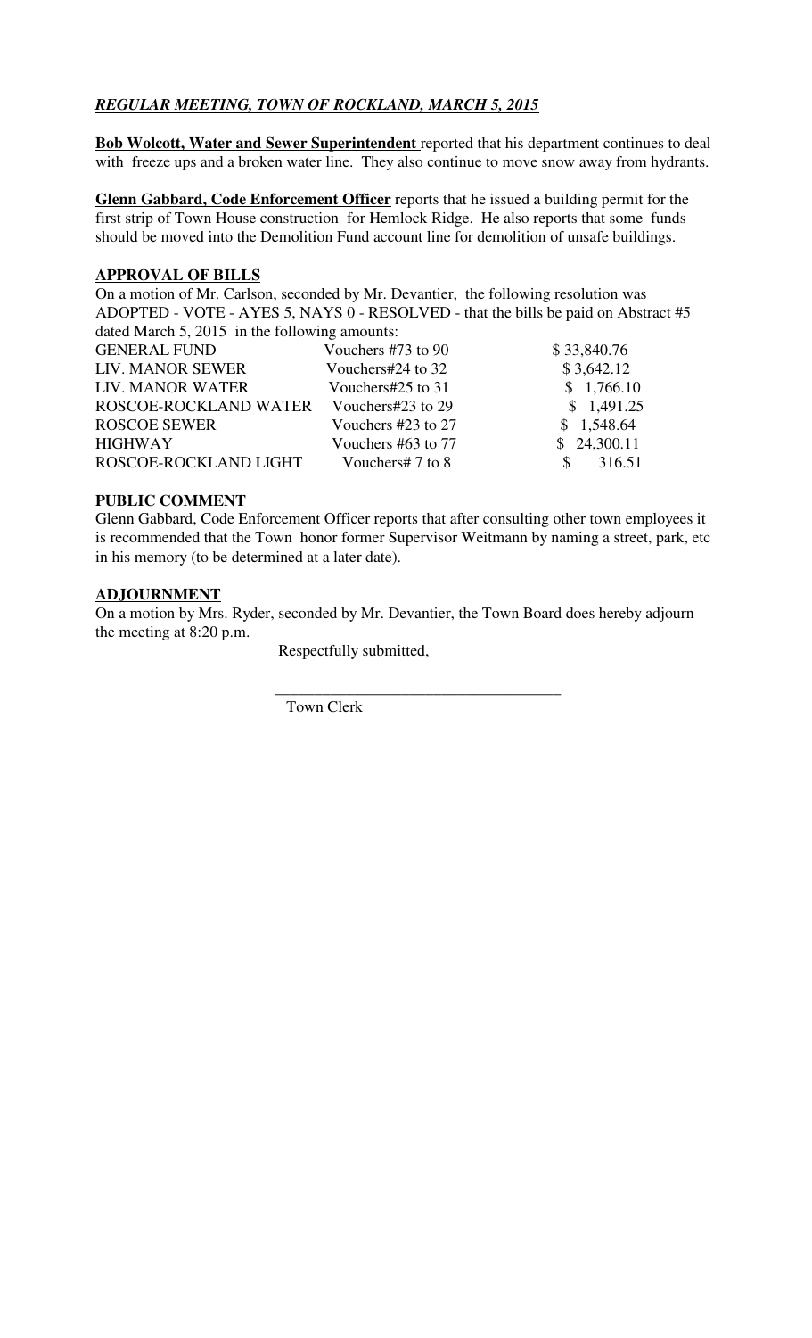***REGULAR MEETING, TOWN OF ROCKLAND, MARCH 5, 2015***

**Bob Wolcott, Water and Sewer Superintendent** reported that his department continues to deal with freeze ups and a broken water line. They also continue to move snow away from hydrants.

**Glenn Gabbard, Code Enforcement Officer** reports that he issued a building permit for the first strip of Town House construction for Hemlock Ridge. He also reports that some funds should be moved into the Demolition Fund account line for demolition of unsafe buildings.

**APPROVAL OF BILLS**

On a motion of Mr. Carlson, seconded by Mr. Devantier, the following resolution was ADOPTED - VOTE - AYES 5, NAYS 0 - RESOLVED - that the bills be paid on Abstract #5 dated March 5, 2015 in the following amounts:

| | | |
|---|---|---|
| GENERAL FUND | Vouchers #73 to 90 | $ 33,840.76 |
| LIV. MANOR SEWER | Vouchers#24 to 32 | $ 3,642.12 |
| LIV. MANOR WATER | Vouchers#25 to 31 | $ 1,766.10 |
| ROSCOE-ROCKLAND WATER | Vouchers#23 to 29 | $ 1,491.25 |
| ROSCOE SEWER | Vouchers #23 to 27 | $ 1,548.64 |
| HIGHWAY | Vouchers #63 to 77 | $ 24,300.11 |
| ROSCOE-ROCKLAND LIGHT | Vouchers# 7 to 8 | $ 316.51 |

**PUBLIC COMMENT**

Glenn Gabbard, Code Enforcement Officer reports that after consulting other town employees it is recommended that the Town honor former Supervisor Weitmann by naming a street, park, etc in his memory (to be determined at a later date).

**ADJOURNMENT**

On a motion by Mrs. Ryder, seconded by Mr. Devantier, the Town Board does hereby adjourn the meeting at 8:20 p.m.

Respectfully submitted,

\_\_\_\_\_\_\_\_\_\_\_\_\_\_\_\_\_\_\_\_\_\_\_\_\_\_\_\_\_\_\_\_\_\_\_\_

Town Clerk